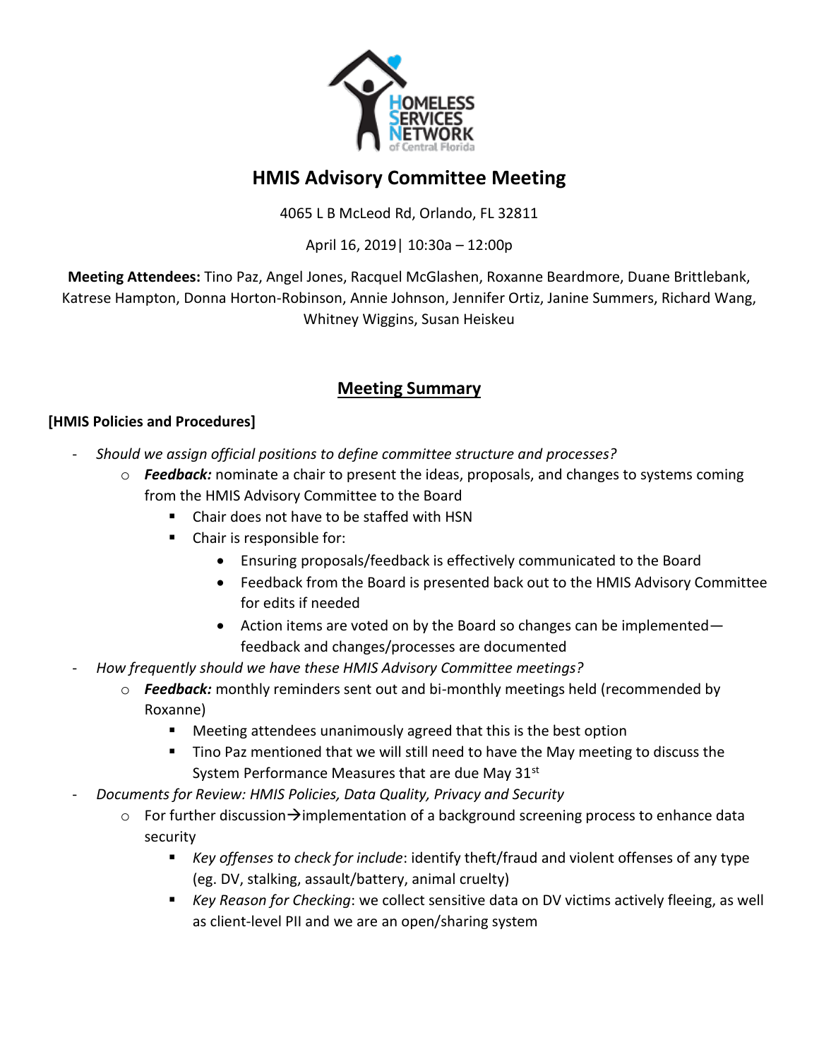# HMIS Advisory Committee Meeting

4065 L B McLeod Rd, Orlando, FL 32811

April 16, 2019| 10:30a – 12:00p

**Meeting Attendees:** Tino Paz, Angel Jones, Racquel McGlashen, Roxanne Beardmore, Duane Brittlebank, Katrese Hampton, Donna Horton-Robinson, Annie Johnson, Jennifer Ortiz, Janine Summers, Richard Wang, Whitney Wiggins, Susan Heiskeu

## Meeting Summary

**[HMIS Policies and Procedures]**

- *Should we assign official positions to define committee structure and processes?*
  - ***Feedback:*** nominate a chair to present the ideas, proposals, and changes to systems coming from the HMIS Advisory Committee to the Board
    - Chair does not have to be staffed with HSN
    - Chair is responsible for:
      - Ensuring proposals/feedback is effectively communicated to the Board
      - Feedback from the Board is presented back out to the HMIS Advisory Committee for edits if needed
      - Action items are voted on by the Board so changes can be implemented—feedback and changes/processes are documented
- *How frequently should we have these HMIS Advisory Committee meetings?*
  - ***Feedback:*** monthly reminders sent out and bi-monthly meetings held (recommended by Roxanne)
    - Meeting attendees unanimously agreed that this is the best option
    - Tino Paz mentioned that we will still need to have the May meeting to discuss the System Performance Measures that are due May 31st
- *Documents for Review: HMIS Policies, Data Quality, Privacy and Security*
  - For further discussion→implementation of a background screening process to enhance data security
    - *Key offenses to check for include*: identify theft/fraud and violent offenses of any type (eg. DV, stalking, assault/battery, animal cruelty)
    - *Key Reason for Checking*: we collect sensitive data on DV victims actively fleeing, as well as client-level PII and we are an open/sharing system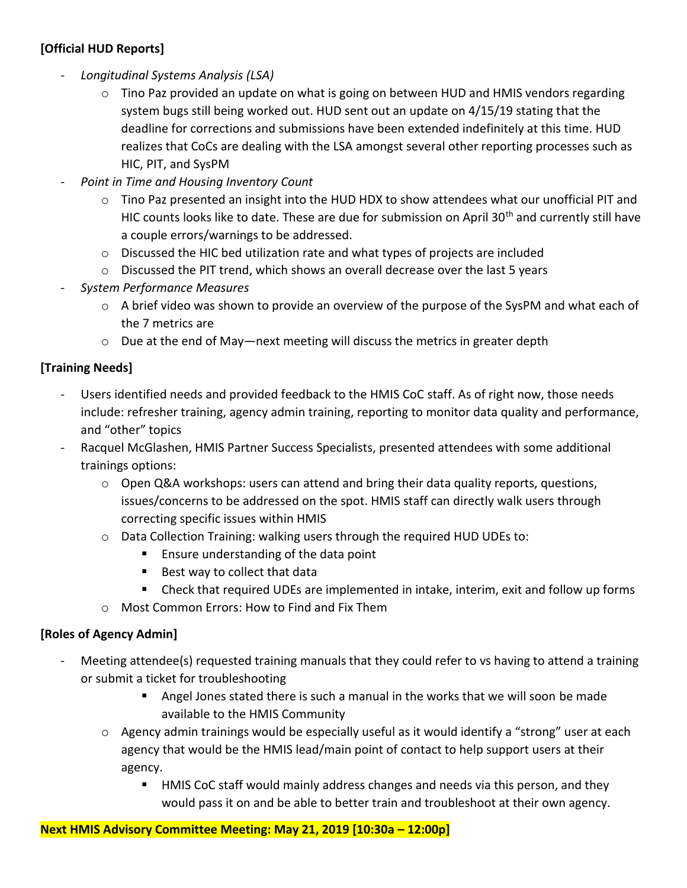**[Official HUD Reports]**

- *Longitudinal Systems Analysis (LSA)*
  - Tino Paz provided an update on what is going on between HUD and HMIS vendors regarding system bugs still being worked out. HUD sent out an update on 4/15/19 stating that the deadline for corrections and submissions have been extended indefinitely at this time. HUD realizes that CoCs are dealing with the LSA amongst several other reporting processes such as HIC, PIT, and SysPM
- *Point in Time and Housing Inventory Count*
  - Tino Paz presented an insight into the HUD HDX to show attendees what our unofficial PIT and HIC counts looks like to date. These are due for submission on April 30th and currently still have a couple errors/warnings to be addressed.
  - Discussed the HIC bed utilization rate and what types of projects are included
  - Discussed the PIT trend, which shows an overall decrease over the last 5 years
- *System Performance Measures*
  - A brief video was shown to provide an overview of the purpose of the SysPM and what each of the 7 metrics are
  - Due at the end of May—next meeting will discuss the metrics in greater depth

**[Training Needs]**

- Users identified needs and provided feedback to the HMIS CoC staff. As of right now, those needs include: refresher training, agency admin training, reporting to monitor data quality and performance, and "other" topics
- Racquel McGlashen, HMIS Partner Success Specialists, presented attendees with some additional trainings options:
  - Open Q&A workshops: users can attend and bring their data quality reports, questions, issues/concerns to be addressed on the spot. HMIS staff can directly walk users through correcting specific issues within HMIS
  - Data Collection Training: walking users through the required HUD UDEs to:
    - Ensure understanding of the data point
    - Best way to collect that data
    - Check that required UDEs are implemented in intake, interim, exit and follow up forms
  - Most Common Errors: How to Find and Fix Them

**[Roles of Agency Admin]**

- Meeting attendee(s) requested training manuals that they could refer to vs having to attend a training or submit a ticket for troubleshooting
    - Angel Jones stated there is such a manual in the works that we will soon be made available to the HMIS Community
  - Agency admin trainings would be especially useful as it would identify a "strong" user at each agency that would be the HMIS lead/main point of contact to help support users at their agency.
    - HMIS CoC staff would mainly address changes and needs via this person, and they would pass it on and be able to better train and troubleshoot at their own agency.

**Next HMIS Advisory Committee Meeting: May 21, 2019 [10:30a – 12:00p]**